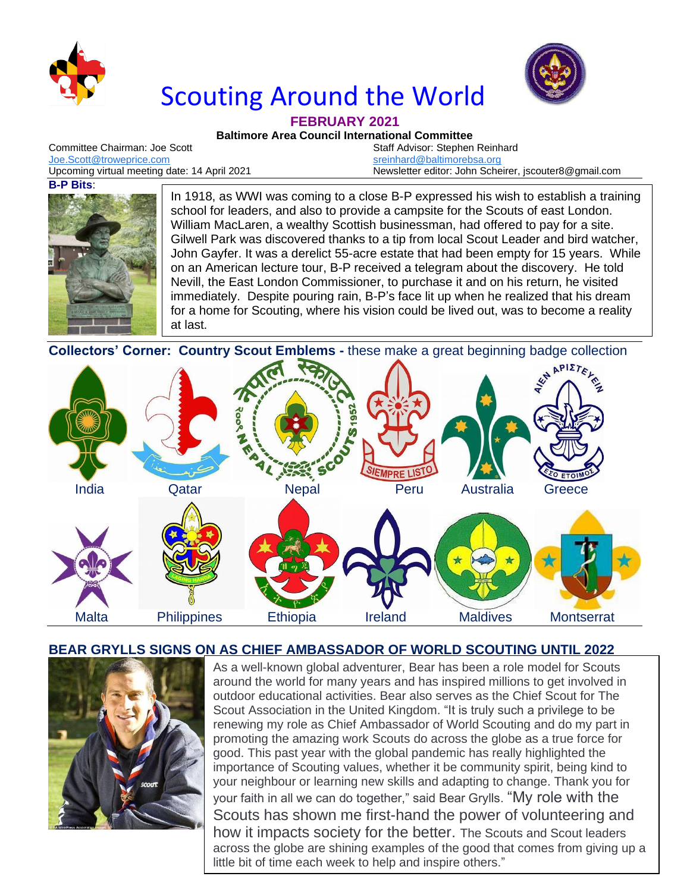# Scouting Around the World

**FEBRUARY 2021**

**Baltimore Area Council International Committee**

Committee Chairman: Joe Scott
Joe.Scott@troweprice.com
Upcoming virtual meeting date: 14 April 2021

Staff Advisor: Stephen Reinhard
sreinhard@baltimorebsa.org
Newsletter editor: John Scheirer, jscouter8@gmail.com

**B-P Bits**:

In 1918, as WWI was coming to a close B-P expressed his wish to establish a training school for leaders, and also to provide a campsite for the Scouts of east London. William MacLaren, a wealthy Scottish businessman, had offered to pay for a site. Gilwell Park was discovered thanks to a tip from local Scout Leader and bird watcher, John Gayfer. It was a derelict 55-acre estate that had been empty for 15 years. While on an American lecture tour, B-P received a telegram about the discovery. He told Nevill, the East London Commissioner, to purchase it and on his return, he visited immediately. Despite pouring rain, B-P's face lit up when he realized that his dream for a home for Scouting, where his vision could be lived out, was to become a reality at last.

**Collectors' Corner: Country Scout Emblems -** these make a great beginning badge collection

India, Qatar, Nepal, Peru, Australia, Greece

Malta, Philippines, Ethiopia, Ireland, Maldives, Montserrat

## BEAR GRYLLS SIGNS ON AS CHIEF AMBASSADOR OF WORLD SCOUTING UNTIL 2022

As a well-known global adventurer, Bear has been a role model for Scouts around the world for many years and has inspired millions to get involved in outdoor educational activities. Bear also serves as the Chief Scout for The Scout Association in the United Kingdom. "It is truly such a privilege to be renewing my role as Chief Ambassador of World Scouting and do my part in promoting the amazing work Scouts do across the globe as a true force for good. This past year with the global pandemic has really highlighted the importance of Scouting values, whether it be community spirit, being kind to your neighbour or learning new skills and adapting to change. Thank you for your faith in all we can do together," said Bear Grylls. "My role with the Scouts has shown me first-hand the power of volunteering and how it impacts society for the better. The Scouts and Scout leaders across the globe are shining examples of the good that comes from giving up a little bit of time each week to help and inspire others."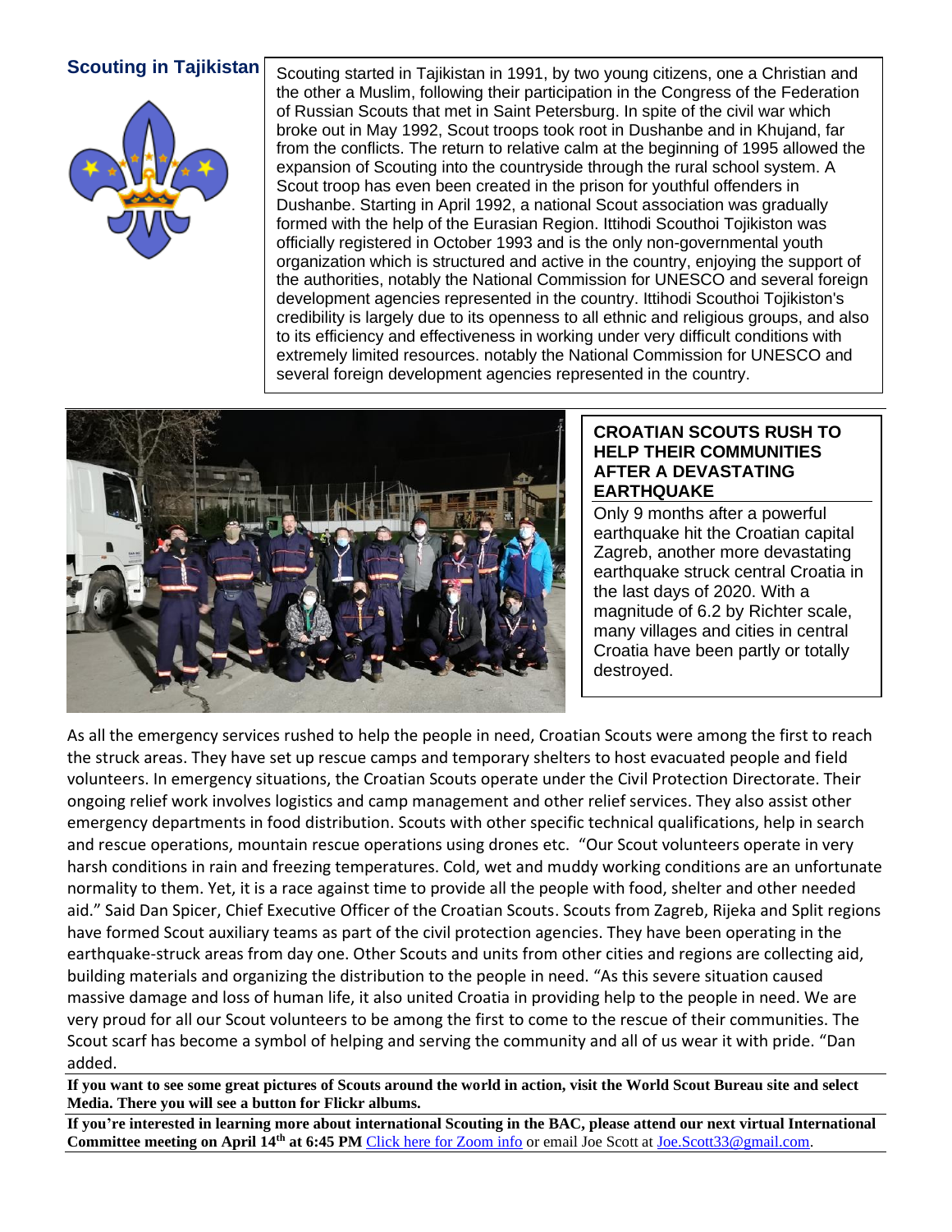## Scouting in Tajikistan

Scouting started in Tajikistan in 1991, by two young citizens, one a Christian and the other a Muslim, following their participation in the Congress of the Federation of Russian Scouts that met in Saint Petersburg. In spite of the civil war which broke out in May 1992, Scout troops took root in Dushanbe and in Khujand, far from the conflicts. The return to relative calm at the beginning of 1995 allowed the expansion of Scouting into the countryside through the rural school system. A Scout troop has even been created in the prison for youthful offenders in Dushanbe. Starting in April 1992, a national Scout association was gradually formed with the help of the Eurasian Region. Ittihodi Scouthoi Tojikiston was officially registered in October 1993 and is the only non-governmental youth organization which is structured and active in the country, enjoying the support of the authorities, notably the National Commission for UNESCO and several foreign development agencies represented in the country. Ittihodi Scouthoi Tojikiston's credibility is largely due to its openness to all ethnic and religious groups, and also to its efficiency and effectiveness in working under very difficult conditions with extremely limited resources. notably the National Commission for UNESCO and several foreign development agencies represented in the country.

## CROATIAN SCOUTS RUSH TO HELP THEIR COMMUNITIES AFTER A DEVASTATING EARTHQUAKE

Only 9 months after a powerful earthquake hit the Croatian capital Zagreb, another more devastating earthquake struck central Croatia in the last days of 2020. With a magnitude of 6.2 by Richter scale, many villages and cities in central Croatia have been partly or totally destroyed.

As all the emergency services rushed to help the people in need, Croatian Scouts were among the first to reach the struck areas. They have set up rescue camps and temporary shelters to host evacuated people and field volunteers. In emergency situations, the Croatian Scouts operate under the Civil Protection Directorate. Their ongoing relief work involves logistics and camp management and other relief services. They also assist other emergency departments in food distribution. Scouts with other specific technical qualifications, help in search and rescue operations, mountain rescue operations using drones etc. "Our Scout volunteers operate in very harsh conditions in rain and freezing temperatures. Cold, wet and muddy working conditions are an unfortunate normality to them. Yet, it is a race against time to provide all the people with food, shelter and other needed aid." Said Dan Spicer, Chief Executive Officer of the Croatian Scouts. Scouts from Zagreb, Rijeka and Split regions have formed Scout auxiliary teams as part of the civil protection agencies. They have been operating in the earthquake-struck areas from day one. Other Scouts and units from other cities and regions are collecting aid, building materials and organizing the distribution to the people in need. "As this severe situation caused massive damage and loss of human life, it also united Croatia in providing help to the people in need. We are very proud for all our Scout volunteers to be among the first to come to the rescue of their communities. The Scout scarf has become a symbol of helping and serving the community and all of us wear it with pride. "Dan added.

**If you want to see some great pictures of Scouts around the world in action, visit the World Scout Bureau site and select Media. There you will see a button for Flickr albums.**

**If you're interested in learning more about international Scouting in the BAC, please attend our next virtual International Committee meeting on April 14th at 6:45 PM** Click here for Zoom info or email Joe Scott at Joe.Scott33@gmail.com.